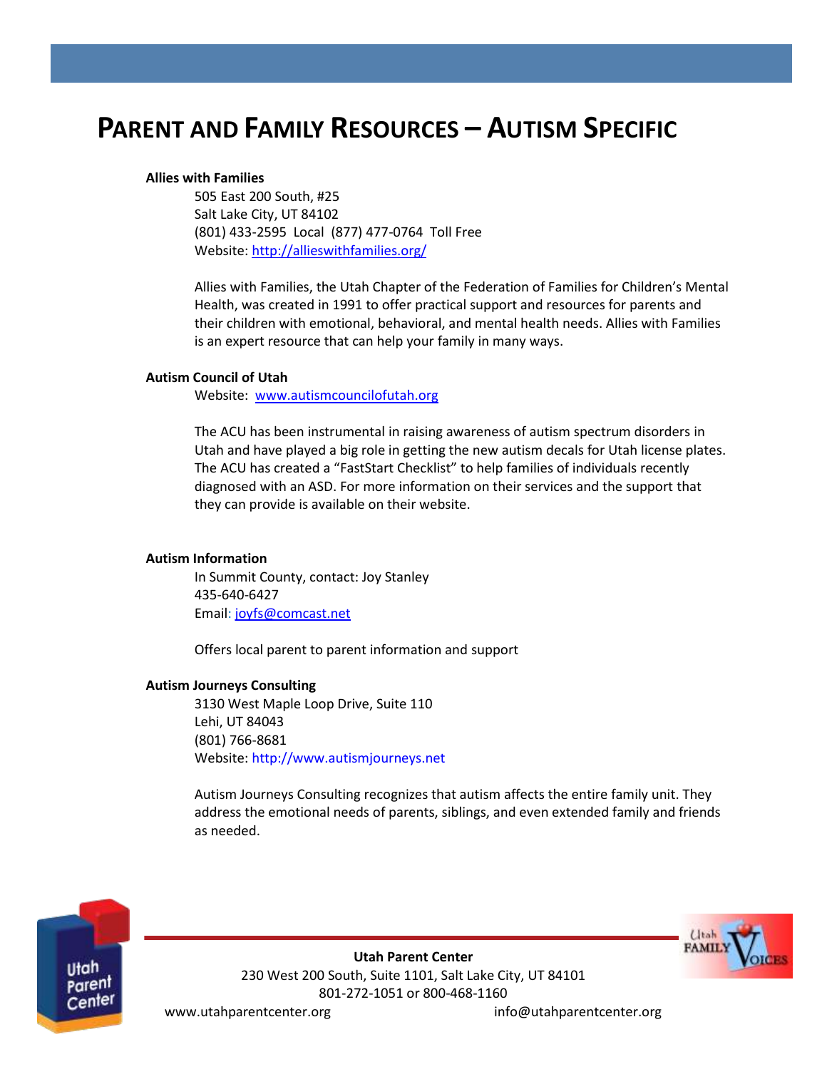# PARENT AND FAMILY RESOURCES – AUTISM SPECIFIC

**Allies with Families**

505 East 200 South, #25
Salt Lake City, UT 84102
(801) 433-2595 Local (877) 477-0764 Toll Free
Website: http://allieswithfamilies.org/

Allies with Families, the Utah Chapter of the Federation of Families for Children's Mental Health, was created in 1991 to offer practical support and resources for parents and their children with emotional, behavioral, and mental health needs. Allies with Families is an expert resource that can help your family in many ways.

**Autism Council of Utah**

Website: www.autismcouncilofutah.org

The ACU has been instrumental in raising awareness of autism spectrum disorders in Utah and have played a big role in getting the new autism decals for Utah license plates. The ACU has created a "FastStart Checklist" to help families of individuals recently diagnosed with an ASD. For more information on their services and the support that they can provide is available on their website.

**Autism Information**

In Summit County, contact: Joy Stanley
435-640-6427
Email: joyfs@comcast.net

Offers local parent to parent information and support

**Autism Journeys Consulting**

3130 West Maple Loop Drive, Suite 110
Lehi, UT 84043
(801) 766-8681
Website: http://www.autismjourneys.net

Autism Journeys Consulting recognizes that autism affects the entire family unit. They address the emotional needs of parents, siblings, and even extended family and friends as needed.

**Utah Parent Center**
230 West 200 South, Suite 1101, Salt Lake City, UT 84101
801-272-1051 or 800-468-1160
www.utahparentcenter.org info@utahparentcenter.org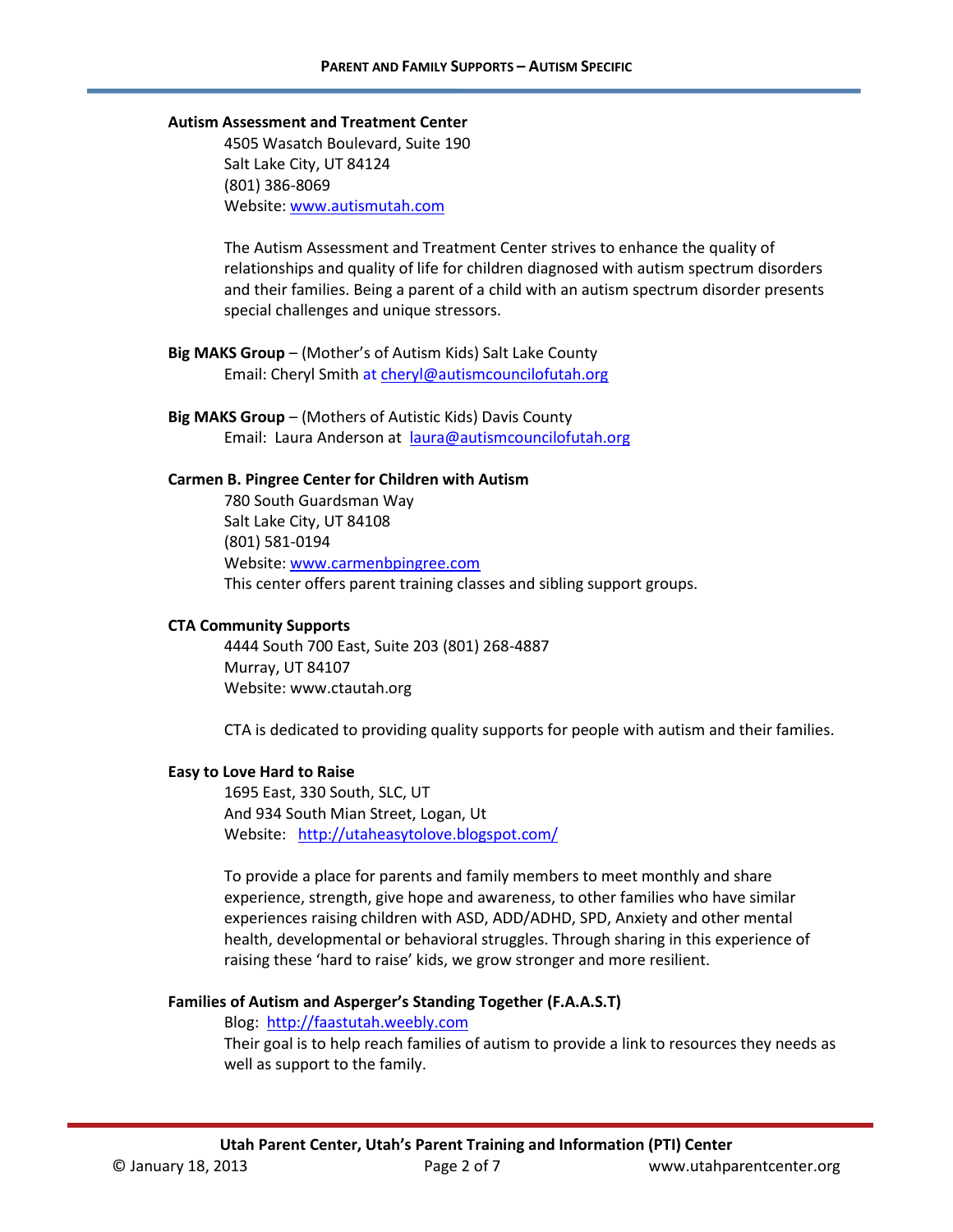**Autism Assessment and Treatment Center**

4505 Wasatch Boulevard, Suite 190
Salt Lake City, UT 84124
(801) 386-8069
Website: www.autismutah.com

The Autism Assessment and Treatment Center strives to enhance the quality of relationships and quality of life for children diagnosed with autism spectrum disorders and their families. Being a parent of a child with an autism spectrum disorder presents special challenges and unique stressors.

**Big MAKS Group** – (Mother's of Autism Kids) Salt Lake County

Email: Cheryl Smith at cheryl@autismcouncilofutah.org

**Big MAKS Group** – (Mothers of Autistic Kids) Davis County

Email: Laura Anderson at laura@autismcouncilofutah.org

**Carmen B. Pingree Center for Children with Autism**

780 South Guardsman Way
Salt Lake City, UT 84108
(801) 581-0194
Website: www.carmenbpingree.com
This center offers parent training classes and sibling support groups.

**CTA Community Supports**

4444 South 700 East, Suite 203 (801) 268-4887
Murray, UT 84107
Website: www.ctautah.org

CTA is dedicated to providing quality supports for people with autism and their families.

**Easy to Love Hard to Raise**

1695 East, 330 South, SLC, UT
And 934 South Mian Street, Logan, Ut
Website: http://utaheasytolove.blogspot.com/

To provide a place for parents and family members to meet monthly and share experience, strength, give hope and awareness, to other families who have similar experiences raising children with ASD, ADD/ADHD, SPD, Anxiety and other mental health, developmental or behavioral struggles. Through sharing in this experience of raising these 'hard to raise' kids, we grow stronger and more resilient.

**Families of Autism and Asperger's Standing Together (F.A.A.S.T)**

Blog: http://faastutah.weebly.com
Their goal is to help reach families of autism to provide a link to resources they needs as well as support to the family.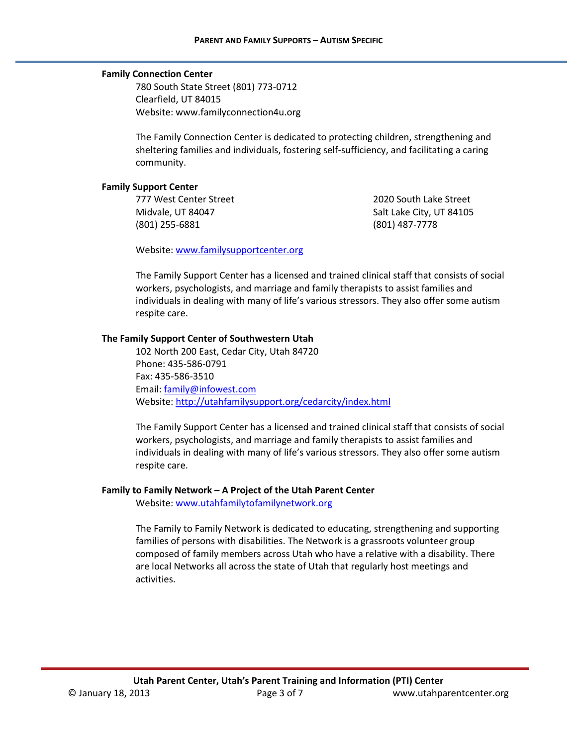**Family Connection Center**

780 South State Street (801) 773-0712
Clearfield, UT 84015
Website: www.familyconnection4u.org

The Family Connection Center is dedicated to protecting children, strengthening and sheltering families and individuals, fostering self-sufficiency, and facilitating a caring community.

**Family Support Center**

777 West Center Street
Midvale, UT 84047
(801) 255-6881

2020 South Lake Street
Salt Lake City, UT 84105
(801) 487-7778

Website: www.familysupportcenter.org

The Family Support Center has a licensed and trained clinical staff that consists of social workers, psychologists, and marriage and family therapists to assist families and individuals in dealing with many of life's various stressors. They also offer some autism respite care.

**The Family Support Center of Southwestern Utah**

102 North 200 East, Cedar City, Utah 84720
Phone: 435-586-0791
Fax: 435-586-3510
Email: family@infowest.com
Website: http://utahfamilysupport.org/cedarcity/index.html

The Family Support Center has a licensed and trained clinical staff that consists of social workers, psychologists, and marriage and family therapists to assist families and individuals in dealing with many of life's various stressors. They also offer some autism respite care.

**Family to Family Network – A Project of the Utah Parent Center**

Website: www.utahfamilytofamilynetwork.org

The Family to Family Network is dedicated to educating, strengthening and supporting families of persons with disabilities. The Network is a grassroots volunteer group composed of family members across Utah who have a relative with a disability. There are local Networks all across the state of Utah that regularly host meetings and activities.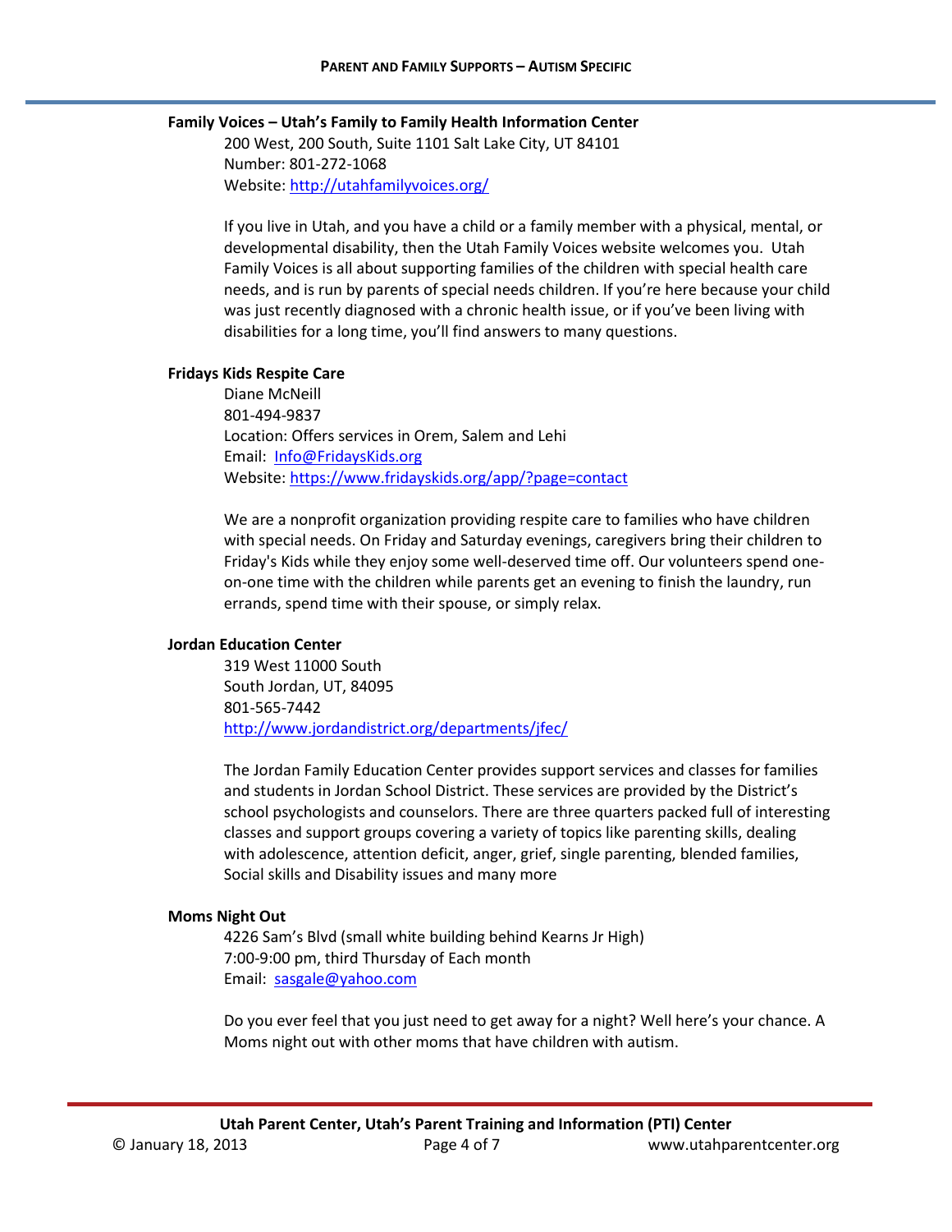**Family Voices – Utah's Family to Family Health Information Center**

200 West, 200 South, Suite 1101 Salt Lake City, UT 84101
Number: 801-272-1068
Website: http://utahfamilyvoices.org/

If you live in Utah, and you have a child or a family member with a physical, mental, or developmental disability, then the Utah Family Voices website welcomes you. Utah Family Voices is all about supporting families of the children with special health care needs, and is run by parents of special needs children. If you're here because your child was just recently diagnosed with a chronic health issue, or if you've been living with disabilities for a long time, you'll find answers to many questions.

**Fridays Kids Respite Care**

Diane McNeill
801-494-9837
Location: Offers services in Orem, Salem and Lehi
Email: Info@FridaysKids.org
Website: https://www.fridayskids.org/app/?page=contact

We are a nonprofit organization providing respite care to families who have children with special needs. On Friday and Saturday evenings, caregivers bring their children to Friday's Kids while they enjoy some well-deserved time off. Our volunteers spend one-on-one time with the children while parents get an evening to finish the laundry, run errands, spend time with their spouse, or simply relax.

**Jordan Education Center**

319 West 11000 South
South Jordan, UT, 84095
801-565-7442
http://www.jordandistrict.org/departments/jfec/

The Jordan Family Education Center provides support services and classes for families and students in Jordan School District. These services are provided by the District's school psychologists and counselors. There are three quarters packed full of interesting classes and support groups covering a variety of topics like parenting skills, dealing with adolescence, attention deficit, anger, grief, single parenting, blended families, Social skills and Disability issues and many more

**Moms Night Out**

4226 Sam's Blvd (small white building behind Kearns Jr High)
7:00-9:00 pm, third Thursday of Each month
Email: sasgale@yahoo.com

Do you ever feel that you just need to get away for a night? Well here's your chance. A Moms night out with other moms that have children with autism.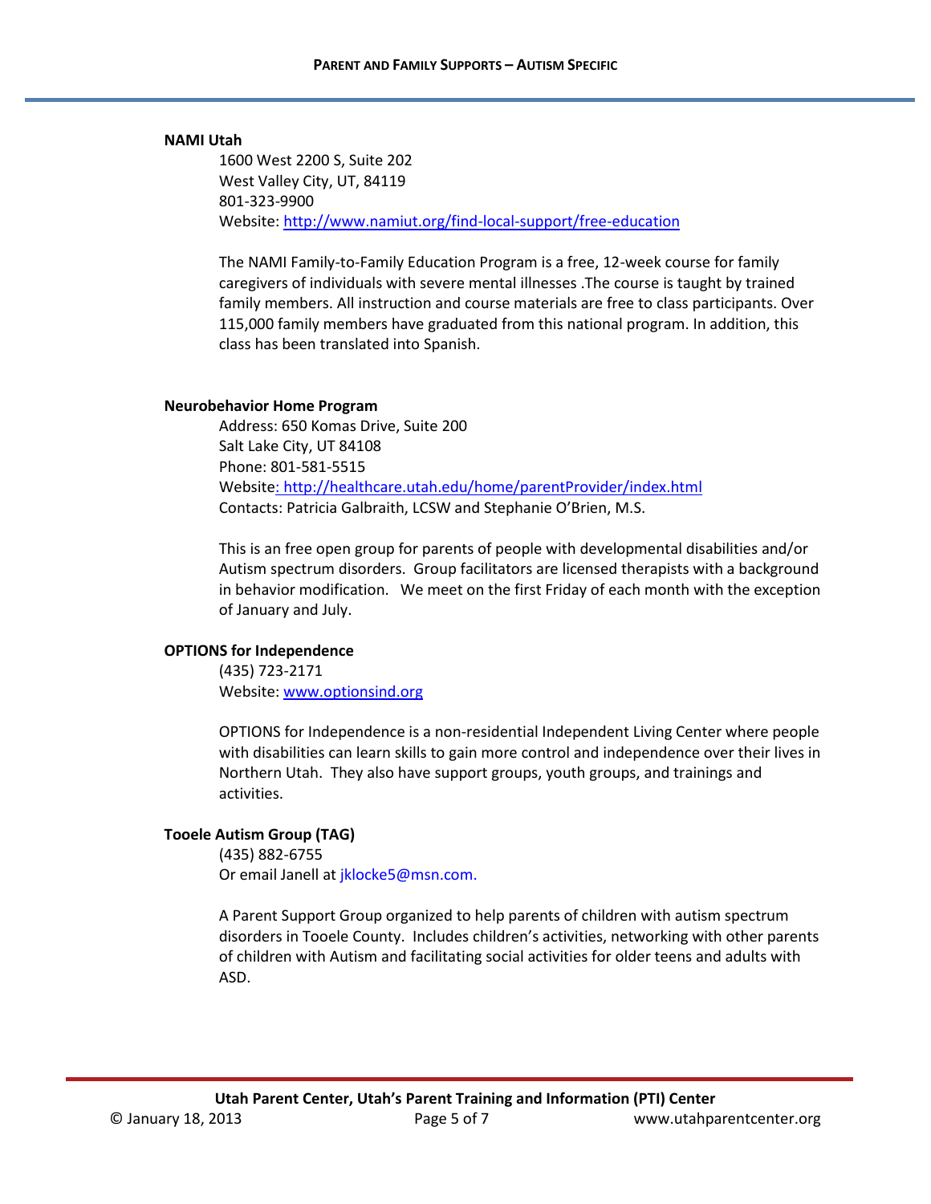**NAMI Utah**

1600 West 2200 S, Suite 202
West Valley City, UT, 84119
801-323-9900
Website: http://www.namiut.org/find-local-support/free-education

The NAMI Family-to-Family Education Program is a free, 12-week course for family caregivers of individuals with severe mental illnesses .The course is taught by trained family members. All instruction and course materials are free to class participants. Over 115,000 family members have graduated from this national program. In addition, this class has been translated into Spanish.

**Neurobehavior Home Program**

Address: 650 Komas Drive, Suite 200
Salt Lake City, UT 84108
Phone: 801-581-5515
Website: http://healthcare.utah.edu/home/parentProvider/index.html
Contacts: Patricia Galbraith, LCSW and Stephanie O'Brien, M.S.

This is an free open group for parents of people with developmental disabilities and/or Autism spectrum disorders. Group facilitators are licensed therapists with a background in behavior modification. We meet on the first Friday of each month with the exception of January and July.

**OPTIONS for Independence**

(435) 723-2171
Website: www.optionsind.org

OPTIONS for Independence is a non-residential Independent Living Center where people with disabilities can learn skills to gain more control and independence over their lives in Northern Utah. They also have support groups, youth groups, and trainings and activities.

**Tooele Autism Group (TAG)**

(435) 882-6755
Or email Janell at jklocke5@msn.com.

A Parent Support Group organized to help parents of children with autism spectrum disorders in Tooele County. Includes children's activities, networking with other parents of children with Autism and facilitating social activities for older teens and adults with ASD.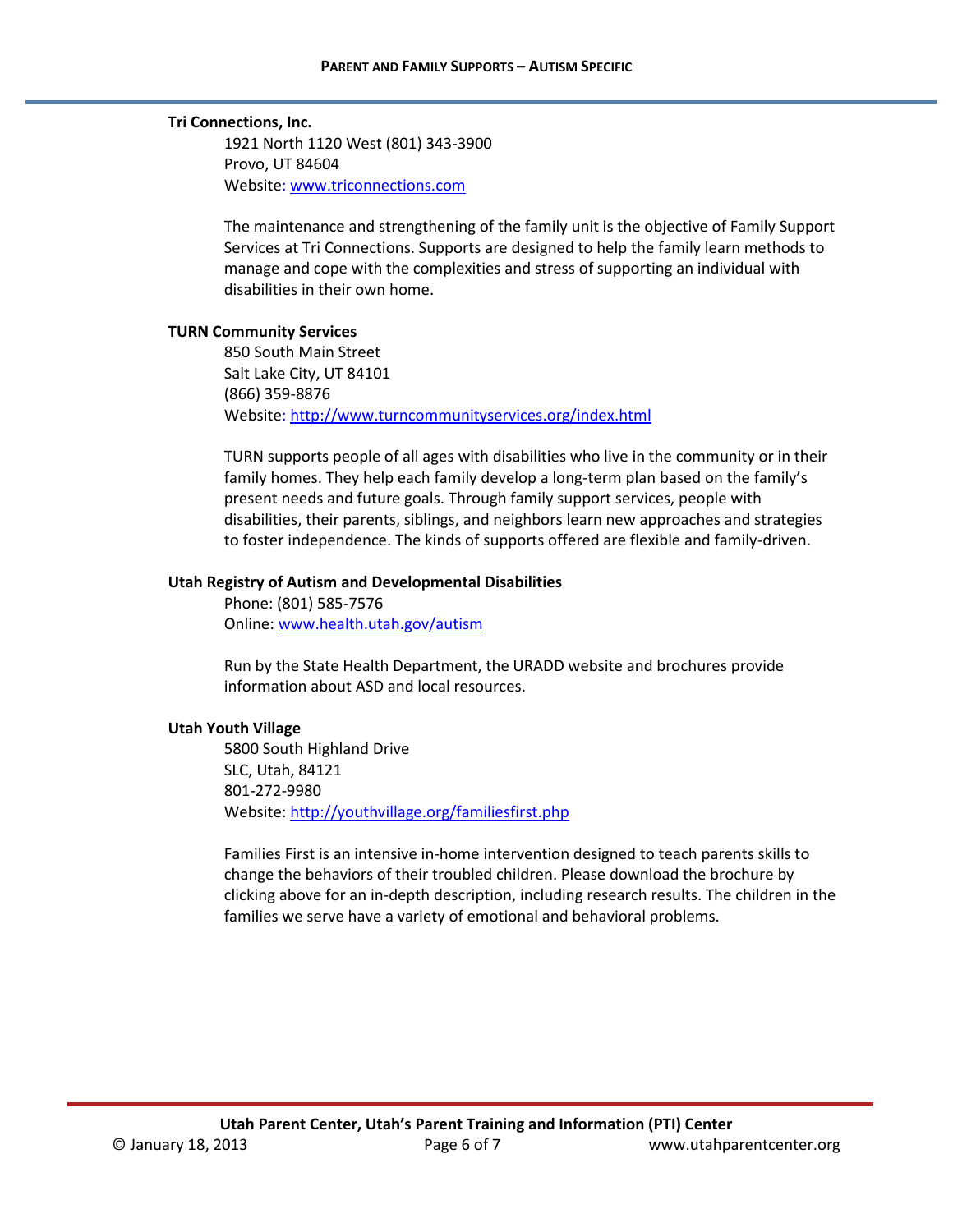**Tri Connections, Inc.**

1921 North 1120 West (801) 343-3900
Provo, UT 84604
Website: [www.triconnections.com](http://www.triconnections.com)

The maintenance and strengthening of the family unit is the objective of Family Support Services at Tri Connections. Supports are designed to help the family learn methods to manage and cope with the complexities and stress of supporting an individual with disabilities in their own home.

**TURN Community Services**

850 South Main Street
Salt Lake City, UT 84101
(866) 359-8876
Website: [http://www.turncommunityservices.org/index.html](http://www.turncommunityservices.org/index.html)

TURN supports people of all ages with disabilities who live in the community or in their family homes. They help each family develop a long-term plan based on the family's present needs and future goals. Through family support services, people with disabilities, their parents, siblings, and neighbors learn new approaches and strategies to foster independence. The kinds of supports offered are flexible and family-driven.

**Utah Registry of Autism and Developmental Disabilities**

Phone: (801) 585-7576
Online: [www.health.utah.gov/autism](http://www.health.utah.gov/autism)

Run by the State Health Department, the URADD website and brochures provide information about ASD and local resources.

**Utah Youth Village**

5800 South Highland Drive
SLC, Utah, 84121
801-272-9980
Website: [http://youthvillage.org/familiesfirst.php](http://youthvillage.org/familiesfirst.php)

Families First is an intensive in-home intervention designed to teach parents skills to change the behaviors of their troubled children. Please download the brochure by clicking above for an in-depth description, including research results. The children in the families we serve have a variety of emotional and behavioral problems.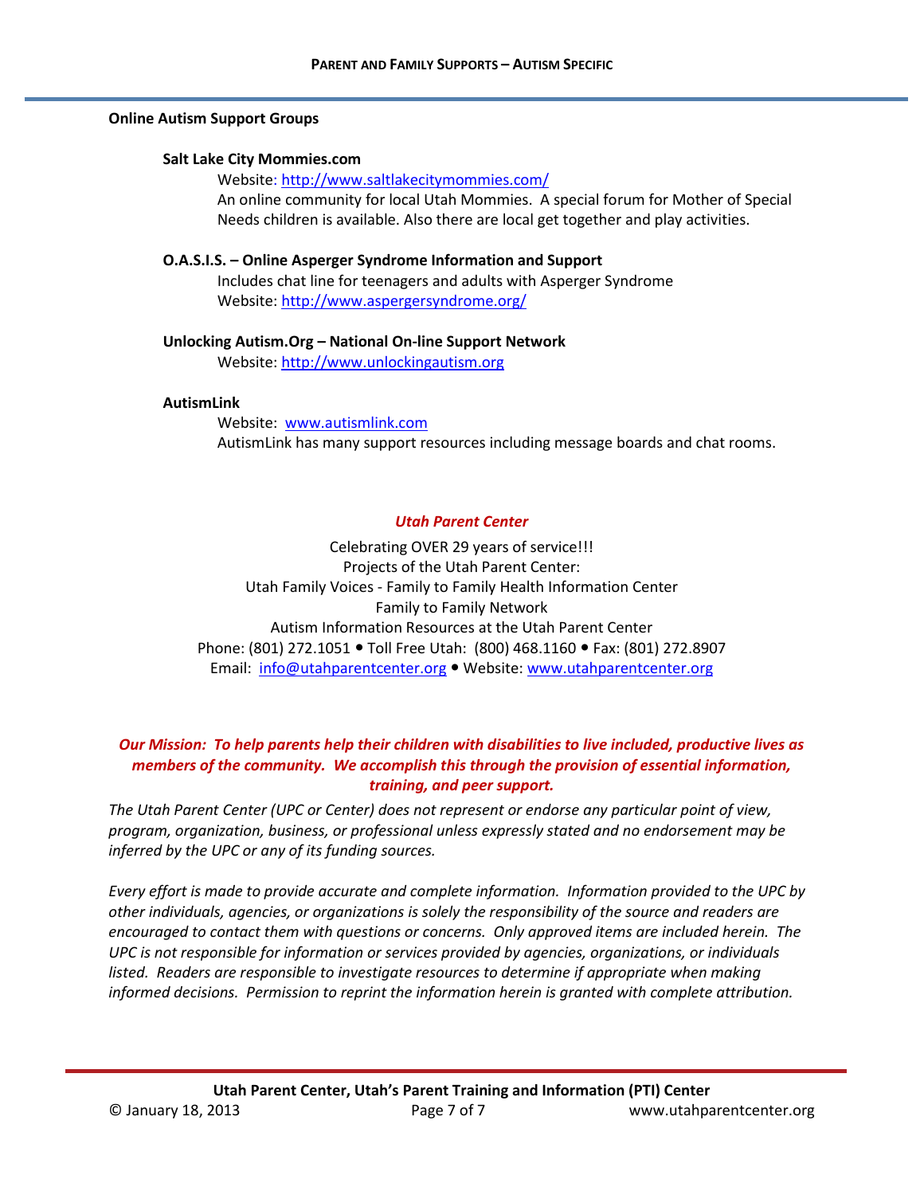## Online Autism Support Groups

### Salt Lake City Mommies.com

Website: http://www.saltlakecitymommies.com/
An online community for local Utah Mommies. A special forum for Mother of Special Needs children is available. Also there are local get together and play activities.

### O.A.S.I.S. – Online Asperger Syndrome Information and Support

Includes chat line for teenagers and adults with Asperger Syndrome
Website: http://www.aspergersyndrome.org/

### Unlocking Autism.Org – National On-line Support Network

Website: http://www.unlockingautism.org

### AutismLink

Website: www.autismlink.com
AutismLink has many support resources including message boards and chat rooms.

***Utah Parent Center***

Celebrating OVER 29 years of service!!!
Projects of the Utah Parent Center:
Utah Family Voices - Family to Family Health Information Center
Family to Family Network
Autism Information Resources at the Utah Parent Center
Phone: (801) 272.1051 • Toll Free Utah: (800) 468.1160 • Fax: (801) 272.8907
Email: info@utahparentcenter.org • Website: www.utahparentcenter.org

***Our Mission: To help parents help their children with disabilities to live included, productive lives as members of the community. We accomplish this through the provision of essential information, training, and peer support.***

*The Utah Parent Center (UPC or Center) does not represent or endorse any particular point of view, program, organization, business, or professional unless expressly stated and no endorsement may be inferred by the UPC or any of its funding sources.*

*Every effort is made to provide accurate and complete information. Information provided to the UPC by other individuals, agencies, or organizations is solely the responsibility of the source and readers are encouraged to contact them with questions or concerns. Only approved items are included herein. The UPC is not responsible for information or services provided by agencies, organizations, or individuals listed. Readers are responsible to investigate resources to determine if appropriate when making informed decisions. Permission to reprint the information herein is granted with complete attribution.*